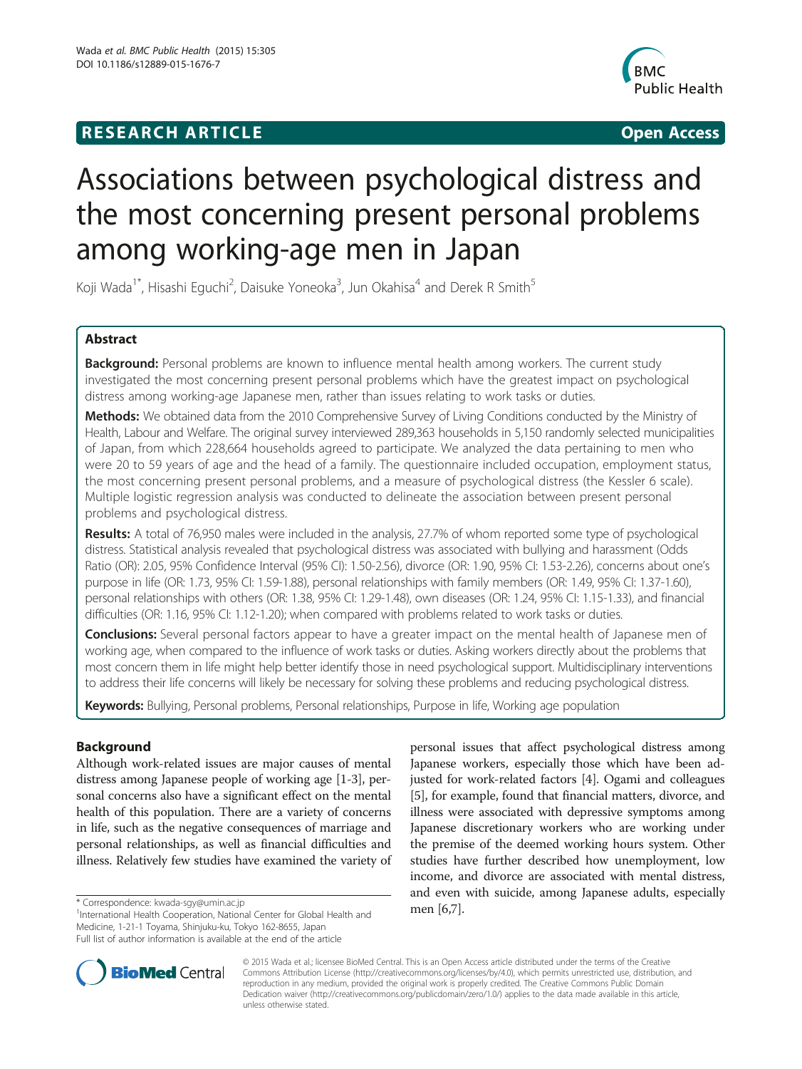**RESEARCH ARTICLE** **Open Access**

# Associations between psychological distress and the most concerning present personal problems among working-age men in Japan

Koji Wada[1*], Hisashi Eguchi[2], Daisuke Yoneoka[3], Jun Okahisa[4] and Derek R Smith[5]

## Abstract

**Background:** Personal problems are known to influence mental health among workers. The current study investigated the most concerning present personal problems which have the greatest impact on psychological distress among working-age Japanese men, rather than issues relating to work tasks or duties.

**Methods:** We obtained data from the 2010 Comprehensive Survey of Living Conditions conducted by the Ministry of Health, Labour and Welfare. The original survey interviewed 289,363 households in 5,150 randomly selected municipalities of Japan, from which 228,664 households agreed to participate. We analyzed the data pertaining to men who were 20 to 59 years of age and the head of a family. The questionnaire included occupation, employment status, the most concerning present personal problems, and a measure of psychological distress (the Kessler 6 scale). Multiple logistic regression analysis was conducted to delineate the association between present personal problems and psychological distress.

**Results:** A total of 76,950 males were included in the analysis, 27.7% of whom reported some type of psychological distress. Statistical analysis revealed that psychological distress was associated with bullying and harassment (Odds Ratio (OR): 2.05, 95% Confidence Interval (95% CI): 1.50-2.56), divorce (OR: 1.90, 95% CI: 1.53-2.26), concerns about one's purpose in life (OR: 1.73, 95% CI: 1.59-1.88), personal relationships with family members (OR: 1.49, 95% CI: 1.37-1.60), personal relationships with others (OR: 1.38, 95% CI: 1.29-1.48), own diseases (OR: 1.24, 95% CI: 1.15-1.33), and financial difficulties (OR: 1.16, 95% CI: 1.12-1.20); when compared with problems related to work tasks or duties.

**Conclusions:** Several personal factors appear to have a greater impact on the mental health of Japanese men of working age, when compared to the influence of work tasks or duties. Asking workers directly about the problems that most concern them in life might help better identify those in need psychological support. Multidisciplinary interventions to address their life concerns will likely be necessary for solving these problems and reducing psychological distress.

**Keywords:** Bullying, Personal problems, Personal relationships, Purpose in life, Working age population

## Background

Although work-related issues are major causes of mental distress among Japanese people of working age [1-3], personal concerns also have a significant effect on the mental health of this population. There are a variety of concerns in life, such as the negative consequences of marriage and personal relationships, as well as financial difficulties and illness. Relatively few studies have examined the variety of personal issues that affect psychological distress among Japanese workers, especially those which have been adjusted for work-related factors [4]. Ogami and colleagues [5], for example, found that financial matters, divorce, and illness were associated with depressive symptoms among Japanese discretionary workers who are working under the premise of the deemed working hours system. Other studies have further described how unemployment, low income, and divorce are associated with mental distress, and even with suicide, among Japanese adults, especially men [6,7].

\* Correspondence: kwada-sgy@umin.ac.jp
[1]International Health Cooperation, National Center for Global Health and Medicine, 1-21-1 Toyama, Shinjuku-ku, Tokyo 162-8655, Japan
Full list of author information is available at the end of the article

© 2015 Wada et al.; licensee BioMed Central. This is an Open Access article distributed under the terms of the Creative Commons Attribution License (http://creativecommons.org/licenses/by/4.0), which permits unrestricted use, distribution, and reproduction in any medium, provided the original work is properly credited. The Creative Commons Public Domain Dedication waiver (http://creativecommons.org/publicdomain/zero/1.0/) applies to the data made available in this article, unless otherwise stated.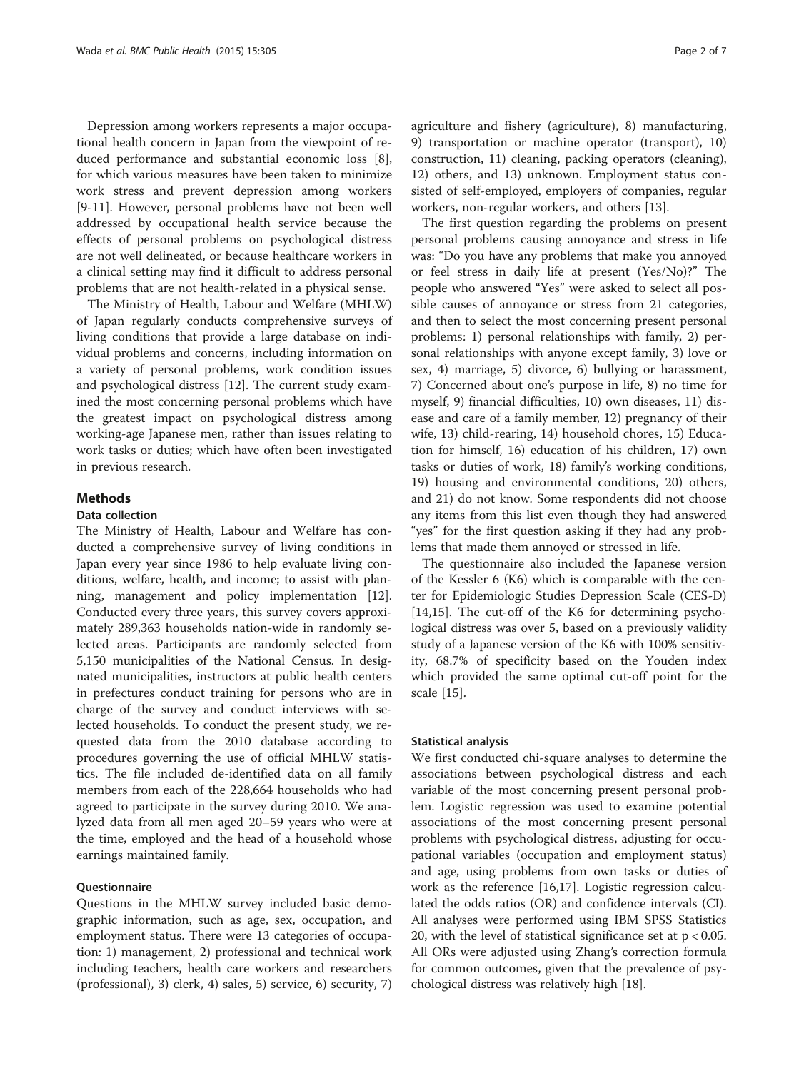Depression among workers represents a major occupational health concern in Japan from the viewpoint of reduced performance and substantial economic loss [8], for which various measures have been taken to minimize work stress and prevent depression among workers [9-11]. However, personal problems have not been well addressed by occupational health service because the effects of personal problems on psychological distress are not well delineated, or because healthcare workers in a clinical setting may find it difficult to address personal problems that are not health-related in a physical sense.

The Ministry of Health, Labour and Welfare (MHLW) of Japan regularly conducts comprehensive surveys of living conditions that provide a large database on individual problems and concerns, including information on a variety of personal problems, work condition issues and psychological distress [12]. The current study examined the most concerning personal problems which have the greatest impact on psychological distress among working-age Japanese men, rather than issues relating to work tasks or duties; which have often been investigated in previous research.

## Methods

### Data collection

The Ministry of Health, Labour and Welfare has conducted a comprehensive survey of living conditions in Japan every year since 1986 to help evaluate living conditions, welfare, health, and income; to assist with planning, management and policy implementation [12]. Conducted every three years, this survey covers approximately 289,363 households nation-wide in randomly selected areas. Participants are randomly selected from 5,150 municipalities of the National Census. In designated municipalities, instructors at public health centers in prefectures conduct training for persons who are in charge of the survey and conduct interviews with selected households. To conduct the present study, we requested data from the 2010 database according to procedures governing the use of official MHLW statistics. The file included de-identified data on all family members from each of the 228,664 households who had agreed to participate in the survey during 2010. We analyzed data from all men aged 20–59 years who were at the time, employed and the head of a household whose earnings maintained family.

### Questionnaire

Questions in the MHLW survey included basic demographic information, such as age, sex, occupation, and employment status. There were 13 categories of occupation: 1) management, 2) professional and technical work including teachers, health care workers and researchers (professional), 3) clerk, 4) sales, 5) service, 6) security, 7) agriculture and fishery (agriculture), 8) manufacturing, 9) transportation or machine operator (transport), 10) construction, 11) cleaning, packing operators (cleaning), 12) others, and 13) unknown. Employment status consisted of self-employed, employers of companies, regular workers, non-regular workers, and others [13].

The first question regarding the problems on present personal problems causing annoyance and stress in life was: "Do you have any problems that make you annoyed or feel stress in daily life at present (Yes/No)?" The people who answered "Yes" were asked to select all possible causes of annoyance or stress from 21 categories, and then to select the most concerning present personal problems: 1) personal relationships with family, 2) personal relationships with anyone except family, 3) love or sex, 4) marriage, 5) divorce, 6) bullying or harassment, 7) Concerned about one's purpose in life, 8) no time for myself, 9) financial difficulties, 10) own diseases, 11) disease and care of a family member, 12) pregnancy of their wife, 13) child-rearing, 14) household chores, 15) Education for himself, 16) education of his children, 17) own tasks or duties of work, 18) family's working conditions, 19) housing and environmental conditions, 20) others, and 21) do not know. Some respondents did not choose any items from this list even though they had answered "yes" for the first question asking if they had any problems that made them annoyed or stressed in life.

The questionnaire also included the Japanese version of the Kessler 6 (K6) which is comparable with the center for Epidemiologic Studies Depression Scale (CES-D) [14,15]. The cut-off of the K6 for determining psychological distress was over 5, based on a previously validity study of a Japanese version of the K6 with 100% sensitivity, 68.7% of specificity based on the Youden index which provided the same optimal cut-off point for the scale [15].

### Statistical analysis

We first conducted chi-square analyses to determine the associations between psychological distress and each variable of the most concerning present personal problem. Logistic regression was used to examine potential associations of the most concerning present personal problems with psychological distress, adjusting for occupational variables (occupation and employment status) and age, using problems from own tasks or duties of work as the reference [16,17]. Logistic regression calculated the odds ratios (OR) and confidence intervals (CI). All analyses were performed using IBM SPSS Statistics 20, with the level of statistical significance set at $p < 0.05$. All ORs were adjusted using Zhang's correction formula for common outcomes, given that the prevalence of psychological distress was relatively high [18].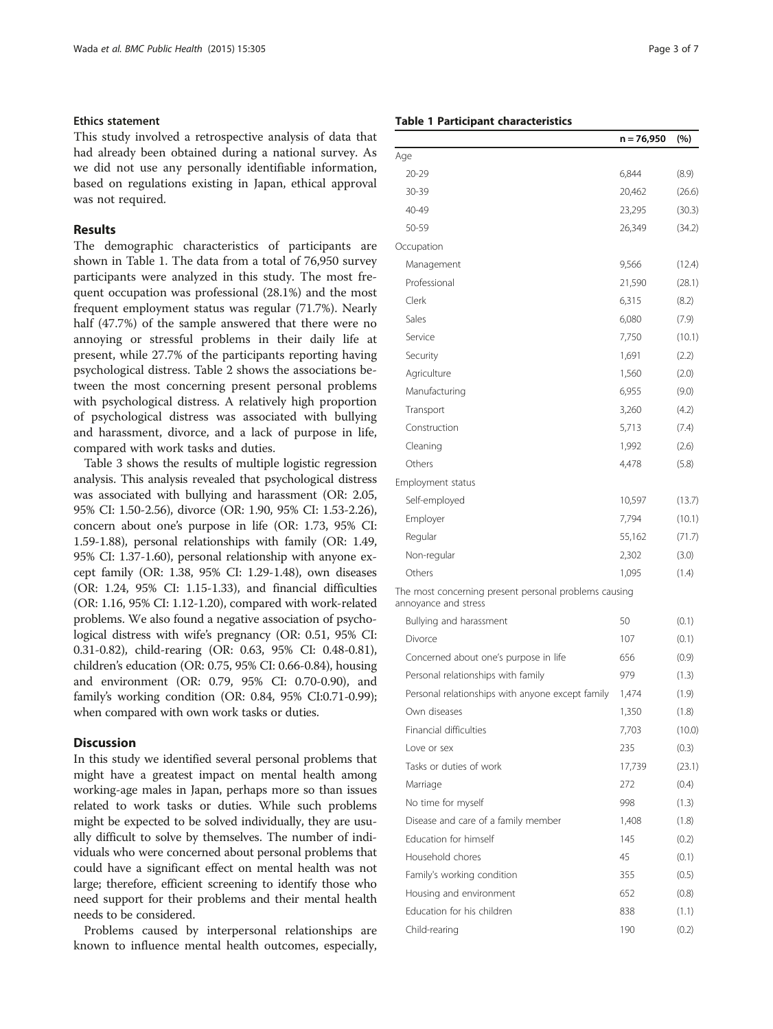### Ethics statement

This study involved a retrospective analysis of data that had already been obtained during a national survey. As we did not use any personally identifiable information, based on regulations existing in Japan, ethical approval was not required.

## Results

The demographic characteristics of participants are shown in Table 1. The data from a total of 76,950 survey participants were analyzed in this study. The most frequent occupation was professional (28.1%) and the most frequent employment status was regular (71.7%). Nearly half (47.7%) of the sample answered that there were no annoying or stressful problems in their daily life at present, while 27.7% of the participants reporting having psychological distress. Table 2 shows the associations between the most concerning present personal problems with psychological distress. A relatively high proportion of psychological distress was associated with bullying and harassment, divorce, and a lack of purpose in life, compared with work tasks and duties.

Table 3 shows the results of multiple logistic regression analysis. This analysis revealed that psychological distress was associated with bullying and harassment (OR: 2.05, 95% CI: 1.50-2.56), divorce (OR: 1.90, 95% CI: 1.53-2.26), concern about one's purpose in life (OR: 1.73, 95% CI: 1.59-1.88), personal relationships with family (OR: 1.49, 95% CI: 1.37-1.60), personal relationship with anyone except family (OR: 1.38, 95% CI: 1.29-1.48), own diseases (OR: 1.24, 95% CI: 1.15-1.33), and financial difficulties (OR: 1.16, 95% CI: 1.12-1.20), compared with work-related problems. We also found a negative association of psychological distress with wife's pregnancy (OR: 0.51, 95% CI: 0.31-0.82), child-rearing (OR: 0.63, 95% CI: 0.48-0.81), children's education (OR: 0.75, 95% CI: 0.66-0.84), housing and environment (OR: 0.79, 95% CI: 0.70-0.90), and family's working condition (OR: 0.84, 95% CI:0.71-0.99); when compared with own work tasks or duties.

## Discussion

In this study we identified several personal problems that might have a greatest impact on mental health among working-age males in Japan, perhaps more so than issues related to work tasks or duties. While such problems might be expected to be solved individually, they are usually difficult to solve by themselves. The number of individuals who were concerned about personal problems that could have a significant effect on mental health was not large; therefore, efficient screening to identify those who need support for their problems and their mental health needs to be considered.

Problems caused by interpersonal relationships are known to influence mental health outcomes, especially,

**Table 1 Participant characteristics**

| | n = 76,950 | (%) |
|---|---|---|
| Age | | |
| 20-29 | 6,844 | (8.9) |
| 30-39 | 20,462 | (26.6) |
| 40-49 | 23,295 | (30.3) |
| 50-59 | 26,349 | (34.2) |
| Occupation | | |
| Management | 9,566 | (12.4) |
| Professional | 21,590 | (28.1) |
| Clerk | 6,315 | (8.2) |
| Sales | 6,080 | (7.9) |
| Service | 7,750 | (10.1) |
| Security | 1,691 | (2.2) |
| Agriculture | 1,560 | (2.0) |
| Manufacturing | 6,955 | (9.0) |
| Transport | 3,260 | (4.2) |
| Construction | 5,713 | (7.4) |
| Cleaning | 1,992 | (2.6) |
| Others | 4,478 | (5.8) |
| Employment status | | |
| Self-employed | 10,597 | (13.7) |
| Employer | 7,794 | (10.1) |
| Regular | 55,162 | (71.7) |
| Non-regular | 2,302 | (3.0) |
| Others | 1,095 | (1.4) |
| The most concerning present personal problems causing annoyance and stress | | |
| Bullying and harassment | 50 | (0.1) |
| Divorce | 107 | (0.1) |
| Concerned about one's purpose in life | 656 | (0.9) |
| Personal relationships with family | 979 | (1.3) |
| Personal relationships with anyone except family | 1,474 | (1.9) |
| Own diseases | 1,350 | (1.8) |
| Financial difficulties | 7,703 | (10.0) |
| Love or sex | 235 | (0.3) |
| Tasks or duties of work | 17,739 | (23.1) |
| Marriage | 272 | (0.4) |
| No time for myself | 998 | (1.3) |
| Disease and care of a family member | 1,408 | (1.8) |
| Education for himself | 145 | (0.2) |
| Household chores | 45 | (0.1) |
| Family's working condition | 355 | (0.5) |
| Housing and environment | 652 | (0.8) |
| Education for his children | 838 | (1.1) |
| Child-rearing | 190 | (0.2) |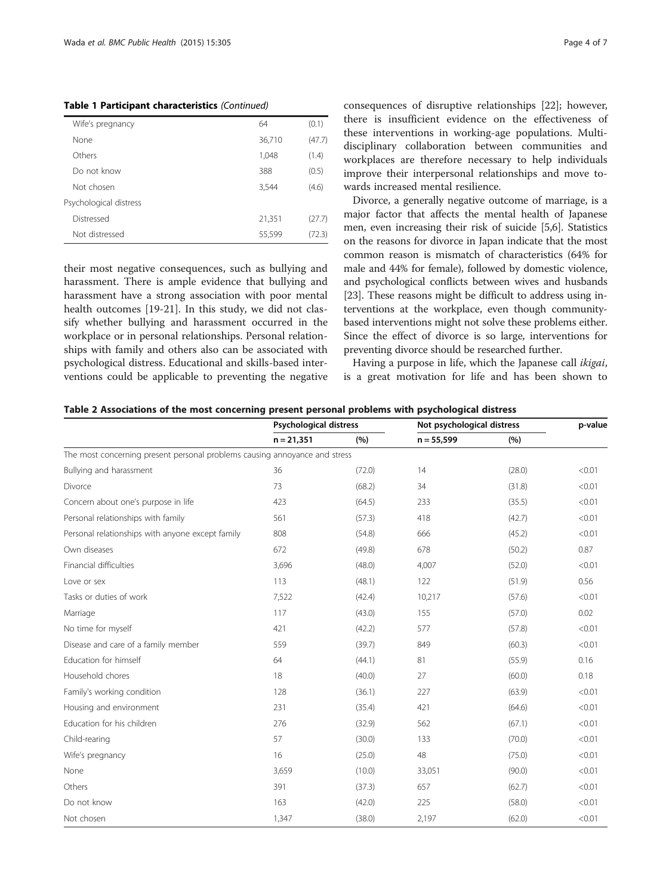**Table 1 Participant characteristics** *(Continued)*

| | | |
|---|---|---|
| Wife's pregnancy | 64 | (0.1) |
| None | 36,710 | (47.7) |
| Others | 1,048 | (1.4) |
| Do not know | 388 | (0.5) |
| Not chosen | 3,544 | (4.6) |
| Psychological distress | | |
| Distressed | 21,351 | (27.7) |
| Not distressed | 55,599 | (72.3) |

their most negative consequences, such as bullying and harassment. There is ample evidence that bullying and harassment have a strong association with poor mental health outcomes [19-21]. In this study, we did not classify whether bullying and harassment occurred in the workplace or in personal relationships. Personal relationships with family and others also can be associated with psychological distress. Educational and skills-based interventions could be applicable to preventing the negative consequences of disruptive relationships [22]; however, there is insufficient evidence on the effectiveness of these interventions in working-age populations. Multidisciplinary collaboration between communities and workplaces are therefore necessary to help individuals improve their interpersonal relationships and move towards increased mental resilience.

Divorce, a generally negative outcome of marriage, is a major factor that affects the mental health of Japanese men, even increasing their risk of suicide [5,6]. Statistics on the reasons for divorce in Japan indicate that the most common reason is mismatch of characteristics (64% for male and 44% for female), followed by domestic violence, and psychological conflicts between wives and husbands [23]. These reasons might be difficult to address using interventions at the workplace, even though community-based interventions might not solve these problems either. Since the effect of divorce is so large, interventions for preventing divorce should be researched further.

Having a purpose in life, which the Japanese call *ikigai*, is a great motivation for life and has been shown to

**Table 2 Associations of the most concerning present personal problems with psychological distress**

| | Psychological distress | | Not psychological distress | | p-value |
|---|---|---|---|---|---|
| | n = 21,351 | (%) | n = 55,599 | (%) | |
| The most concerning present personal problems causing annoyance and stress | | | | | |
| Bullying and harassment | 36 | (72.0) | 14 | (28.0) | <0.01 |
| Divorce | 73 | (68.2) | 34 | (31.8) | <0.01 |
| Concern about one's purpose in life | 423 | (64.5) | 233 | (35.5) | <0.01 |
| Personal relationships with family | 561 | (57.3) | 418 | (42.7) | <0.01 |
| Personal relationships with anyone except family | 808 | (54.8) | 666 | (45.2) | <0.01 |
| Own diseases | 672 | (49.8) | 678 | (50.2) | 0.87 |
| Financial difficulties | 3,696 | (48.0) | 4,007 | (52.0) | <0.01 |
| Love or sex | 113 | (48.1) | 122 | (51.9) | 0.56 |
| Tasks or duties of work | 7,522 | (42.4) | 10,217 | (57.6) | <0.01 |
| Marriage | 117 | (43.0) | 155 | (57.0) | 0.02 |
| No time for myself | 421 | (42.2) | 577 | (57.8) | <0.01 |
| Disease and care of a family member | 559 | (39.7) | 849 | (60.3) | <0.01 |
| Education for himself | 64 | (44.1) | 81 | (55.9) | 0.16 |
| Household chores | 18 | (40.0) | 27 | (60.0) | 0.18 |
| Family's working condition | 128 | (36.1) | 227 | (63.9) | <0.01 |
| Housing and environment | 231 | (35.4) | 421 | (64.6) | <0.01 |
| Education for his children | 276 | (32.9) | 562 | (67.1) | <0.01 |
| Child-rearing | 57 | (30.0) | 133 | (70.0) | <0.01 |
| Wife's pregnancy | 16 | (25.0) | 48 | (75.0) | <0.01 |
| None | 3,659 | (10.0) | 33,051 | (90.0) | <0.01 |
| Others | 391 | (37.3) | 657 | (62.7) | <0.01 |
| Do not know | 163 | (42.0) | 225 | (58.0) | <0.01 |
| Not chosen | 1,347 | (38.0) | 2,197 | (62.0) | <0.01 |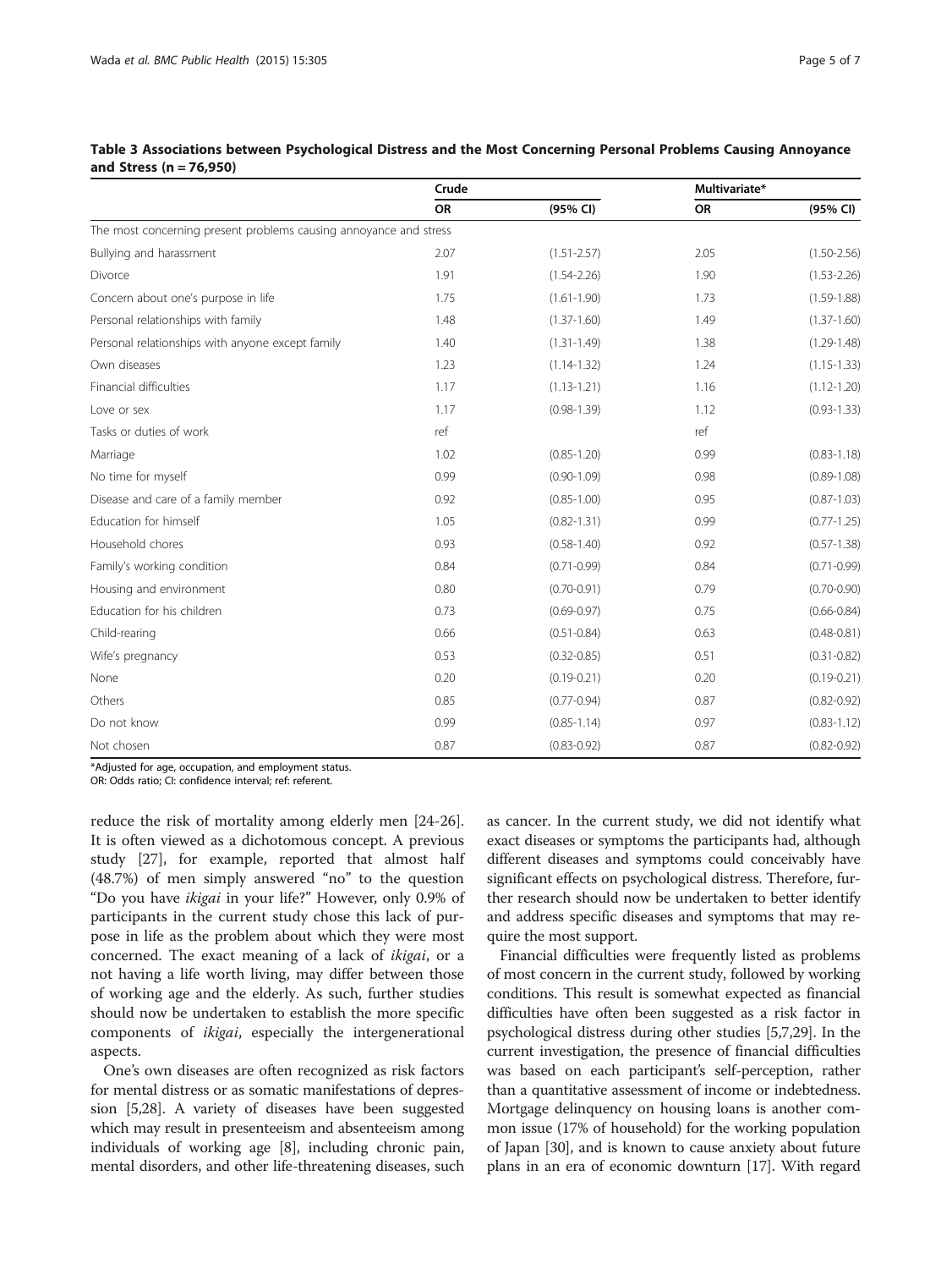**Table 3 Associations between Psychological Distress and the Most Concerning Personal Problems Causing Annoyance and Stress (n = 76,950)**

| | Crude | | Multivariate* | |
|---|---|---|---|---|
| | OR | (95% CI) | OR | (95% CI) |
| The most concerning present problems causing annoyance and stress | | | | |
| Bullying and harassment | 2.07 | (1.51-2.57) | 2.05 | (1.50-2.56) |
| Divorce | 1.91 | (1.54-2.26) | 1.90 | (1.53-2.26) |
| Concern about one's purpose in life | 1.75 | (1.61-1.90) | 1.73 | (1.59-1.88) |
| Personal relationships with family | 1.48 | (1.37-1.60) | 1.49 | (1.37-1.60) |
| Personal relationships with anyone except family | 1.40 | (1.31-1.49) | 1.38 | (1.29-1.48) |
| Own diseases | 1.23 | (1.14-1.32) | 1.24 | (1.15-1.33) |
| Financial difficulties | 1.17 | (1.13-1.21) | 1.16 | (1.12-1.20) |
| Love or sex | 1.17 | (0.98-1.39) | 1.12 | (0.93-1.33) |
| Tasks or duties of work | ref | | ref | |
| Marriage | 1.02 | (0.85-1.20) | 0.99 | (0.83-1.18) |
| No time for myself | 0.99 | (0.90-1.09) | 0.98 | (0.89-1.08) |
| Disease and care of a family member | 0.92 | (0.85-1.00) | 0.95 | (0.87-1.03) |
| Education for himself | 1.05 | (0.82-1.31) | 0.99 | (0.77-1.25) |
| Household chores | 0.93 | (0.58-1.40) | 0.92 | (0.57-1.38) |
| Family's working condition | 0.84 | (0.71-0.99) | 0.84 | (0.71-0.99) |
| Housing and environment | 0.80 | (0.70-0.91) | 0.79 | (0.70-0.90) |
| Education for his children | 0.73 | (0.69-0.97) | 0.75 | (0.66-0.84) |
| Child-rearing | 0.66 | (0.51-0.84) | 0.63 | (0.48-0.81) |
| Wife's pregnancy | 0.53 | (0.32-0.85) | 0.51 | (0.31-0.82) |
| None | 0.20 | (0.19-0.21) | 0.20 | (0.19-0.21) |
| Others | 0.85 | (0.77-0.94) | 0.87 | (0.82-0.92) |
| Do not know | 0.99 | (0.85-1.14) | 0.97 | (0.83-1.12) |
| Not chosen | 0.87 | (0.83-0.92) | 0.87 | (0.82-0.92) |

*Adjusted for age, occupation, and employment status.
OR: Odds ratio; CI: confidence interval; ref: referent.

reduce the risk of mortality among elderly men [24-26]. It is often viewed as a dichotomous concept. A previous study [27], for example, reported that almost half (48.7%) of men simply answered "no" to the question "Do you have *ikigai* in your life?" However, only 0.9% of participants in the current study chose this lack of purpose in life as the problem about which they were most concerned. The exact meaning of a lack of *ikigai*, or a not having a life worth living, may differ between those of working age and the elderly. As such, further studies should now be undertaken to establish the more specific components of *ikigai*, especially the intergenerational aspects.

One's own diseases are often recognized as risk factors for mental distress or as somatic manifestations of depression [5,28]. A variety of diseases have been suggested which may result in presenteeism and absenteeism among individuals of working age [8], including chronic pain, mental disorders, and other life-threatening diseases, such as cancer. In the current study, we did not identify what exact diseases or symptoms the participants had, although different diseases and symptoms could conceivably have significant effects on psychological distress. Therefore, further research should now be undertaken to better identify and address specific diseases and symptoms that may require the most support.

Financial difficulties were frequently listed as problems of most concern in the current study, followed by working conditions. This result is somewhat expected as financial difficulties have often been suggested as a risk factor in psychological distress during other studies [5,7,29]. In the current investigation, the presence of financial difficulties was based on each participant's self-perception, rather than a quantitative assessment of income or indebtedness. Mortgage delinquency on housing loans is another common issue (17% of household) for the working population of Japan [30], and is known to cause anxiety about future plans in an era of economic downturn [17]. With regard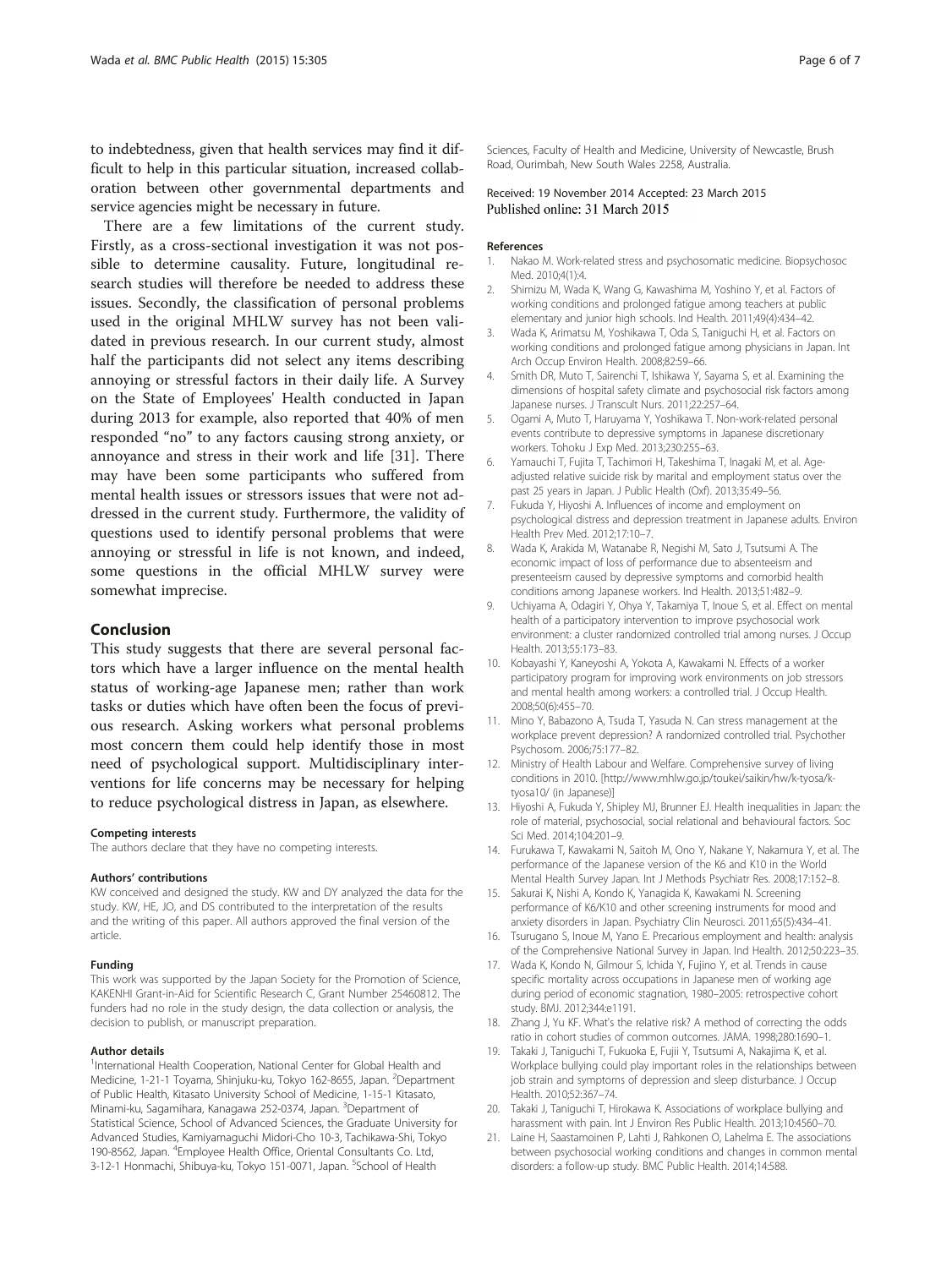to indebtedness, given that health services may find it difficult to help in this particular situation, increased collaboration between other governmental departments and service agencies might be necessary in future.

There are a few limitations of the current study. Firstly, as a cross-sectional investigation it was not possible to determine causality. Future, longitudinal research studies will therefore be needed to address these issues. Secondly, the classification of personal problems used in the original MHLW survey has not been validated in previous research. In our current study, almost half the participants did not select any items describing annoying or stressful factors in their daily life. A Survey on the State of Employees' Health conducted in Japan during 2013 for example, also reported that 40% of men responded "no" to any factors causing strong anxiety, or annoyance and stress in their work and life [31]. There may have been some participants who suffered from mental health issues or stressors issues that were not addressed in the current study. Furthermore, the validity of questions used to identify personal problems that were annoying or stressful in life is not known, and indeed, some questions in the official MHLW survey were somewhat imprecise.

## Conclusion

This study suggests that there are several personal factors which have a larger influence on the mental health status of working-age Japanese men; rather than work tasks or duties which have often been the focus of previous research. Asking workers what personal problems most concern them could help identify those in most need of psychological support. Multidisciplinary interventions for life concerns may be necessary for helping to reduce psychological distress in Japan, as elsewhere.

#### Competing interests

The authors declare that they have no competing interests.

#### Authors' contributions

KW conceived and designed the study. KW and DY analyzed the data for the study. KW, HE, JO, and DS contributed to the interpretation of the results and the writing of this paper. All authors approved the final version of the article.

#### Funding

This work was supported by the Japan Society for the Promotion of Science, KAKENHI Grant-in-Aid for Scientific Research C, Grant Number 25460812. The funders had no role in the study design, the data collection or analysis, the decision to publish, or manuscript preparation.

#### Author details

[1]International Health Cooperation, National Center for Global Health and Medicine, 1-21-1 Toyama, Shinjuku-ku, Tokyo 162-8655, Japan. [2]Department of Public Health, Kitasato University School of Medicine, 1-15-1 Kitasato, Minami-ku, Sagamihara, Kanagawa 252-0374, Japan. [3]Department of Statistical Science, School of Advanced Sciences, the Graduate University for Advanced Studies, Kamiyamaguchi Midori-Cho 10-3, Tachikawa-Shi, Tokyo 190-8562, Japan. [4]Employee Health Office, Oriental Consultants Co. Ltd, 3-12-1 Honmachi, Shibuya-ku, Tokyo 151-0071, Japan. [5]School of Health Sciences, Faculty of Health and Medicine, University of Newcastle, Brush Road, Ourimbah, New South Wales 2258, Australia.

Received: 19 November 2014 Accepted: 23 March 2015
Published online: 31 March 2015

#### References

1. Nakao M. Work-related stress and psychosomatic medicine. Biopsychosoc Med. 2010;4(1):4.
2. Shimizu M, Wada K, Wang G, Kawashima M, Yoshino Y, et al. Factors of working conditions and prolonged fatigue among teachers at public elementary and junior high schools. Ind Health. 2011;49(4):434–42.
3. Wada K, Arimatsu M, Yoshikawa T, Oda S, Taniguchi H, et al. Factors on working conditions and prolonged fatigue among physicians in Japan. Int Arch Occup Environ Health. 2008;82:59–66.
4. Smith DR, Muto T, Sairenchi T, Ishikawa Y, Sayama S, et al. Examining the dimensions of hospital safety climate and psychosocial risk factors among Japanese nurses. J Transcult Nurs. 2011;22:257–64.
5. Ogami A, Muto T, Haruyama Y, Yoshikawa T. Non-work-related personal events contribute to depressive symptoms in Japanese discretionary workers. Tohoku J Exp Med. 2013;230:255–63.
6. Yamauchi T, Fujita T, Tachimori H, Takeshima T, Inagaki M, et al. Age-adjusted relative suicide risk by marital and employment status over the past 25 years in Japan. J Public Health (Oxf). 2013;35:49–56.
7. Fukuda Y, Hiyoshi A. Influences of income and employment on psychological distress and depression treatment in Japanese adults. Environ Health Prev Med. 2012;17:10–7.
8. Wada K, Arakida M, Watanabe R, Negishi M, Sato J, Tsutsumi A. The economic impact of loss of performance due to absenteeism and presenteeism caused by depressive symptoms and comorbid health conditions among Japanese workers. Ind Health. 2013;51:482–9.
9. Uchiyama A, Odagiri Y, Ohya Y, Takamiya T, Inoue S, et al. Effect on mental health of a participatory intervention to improve psychosocial work environment: a cluster randomized controlled trial among nurses. J Occup Health. 2013;55:173–83.
10. Kobayashi Y, Kaneyoshi A, Yokota A, Kawakami N. Effects of a worker participatory program for improving work environments on job stressors and mental health among workers: a controlled trial. J Occup Health. 2008;50(6):455–70.
11. Mino Y, Babazono A, Tsuda T, Yasuda N. Can stress management at the workplace prevent depression? A randomized controlled trial. Psychother Psychosom. 2006;75:177–82.
12. Ministry of Health Labour and Welfare. Comprehensive survey of living conditions in 2010. [http://www.mhlw.go.jp/toukei/saikin/hw/k-tyosa/k-tyosa10/ (in Japanese)]
13. Hiyoshi A, Fukuda Y, Shipley MJ, Brunner EJ. Health inequalities in Japan: the role of material, psychosocial, social relational and behavioural factors. Soc Sci Med. 2014;104:201–9.
14. Furukawa T, Kawakami N, Saitoh M, Ono Y, Nakane Y, Nakamura Y, et al. The performance of the Japanese version of the K6 and K10 in the World Mental Health Survey Japan. Int J Methods Psychiatr Res. 2008;17:152–8.
15. Sakurai K, Nishi A, Kondo K, Yanagida K, Kawakami N. Screening performance of K6/K10 and other screening instruments for mood and anxiety disorders in Japan. Psychiatry Clin Neurosci. 2011;65(5):434–41.
16. Tsurugano S, Inoue M, Yano E. Precarious employment and health: analysis of the Comprehensive National Survey in Japan. Ind Health. 2012;50:223–35.
17. Wada K, Kondo N, Gilmour S, Ichida Y, Fujino Y, et al. Trends in cause specific mortality across occupations in Japanese men of working age during period of economic stagnation, 1980–2005: retrospective cohort study. BMJ. 2012;344:e1191.
18. Zhang J, Yu KF. What's the relative risk? A method of correcting the odds ratio in cohort studies of common outcomes. JAMA. 1998;280:1690–1.
19. Takaki J, Taniguchi T, Fukuoka E, Fujii Y, Tsutsumi A, Nakajima K, et al. Workplace bullying could play important roles in the relationships between job strain and symptoms of depression and sleep disturbance. J Occup Health. 2010;52:367–74.
20. Takaki J, Taniguchi T, Hirokawa K. Associations of workplace bullying and harassment with pain. Int J Environ Res Public Health. 2013;10:4560–70.
21. Laine H, Saastamoinen P, Lahti J, Rahkonen O, Lahelma E. The associations between psychosocial working conditions and changes in common mental disorders: a follow-up study. BMC Public Health. 2014;14:588.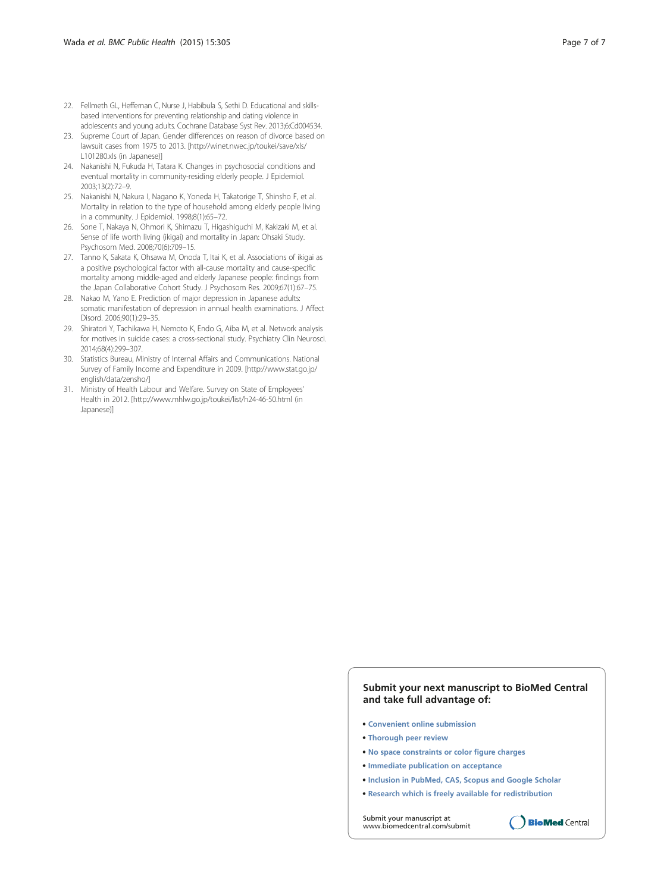22. Fellmeth GL, Heffernan C, Nurse J, Habibula S, Sethi D. Educational and skills-based interventions for preventing relationship and dating violence in adolescents and young adults. Cochrane Database Syst Rev. 2013;6:Cd004534.
23. Supreme Court of Japan. Gender differences on reason of divorce based on lawsuit cases from 1975 to 2013. [http://winet.nwec.jp/toukei/save/xls/L101280.xls (in Japanese)]
24. Nakanishi N, Fukuda H, Tatara K. Changes in psychosocial conditions and eventual mortality in community-residing elderly people. J Epidemiol. 2003;13(2):72–9.
25. Nakanishi N, Nakura I, Nagano K, Yoneda H, Takatorige T, Shinsho F, et al. Mortality in relation to the type of household among elderly people living in a community. J Epidemiol. 1998;8(1):65–72.
26. Sone T, Nakaya N, Ohmori K, Shimazu T, Higashiguchi M, Kakizaki M, et al. Sense of life worth living (ikigai) and mortality in Japan: Ohsaki Study. Psychosom Med. 2008;70(6):709–15.
27. Tanno K, Sakata K, Ohsawa M, Onoda T, Itai K, et al. Associations of ikigai as a positive psychological factor with all-cause mortality and cause-specific mortality among middle-aged and elderly Japanese people: findings from the Japan Collaborative Cohort Study. J Psychosom Res. 2009;67(1):67–75.
28. Nakao M, Yano E. Prediction of major depression in Japanese adults: somatic manifestation of depression in annual health examinations. J Affect Disord. 2006;90(1):29–35.
29. Shiratori Y, Tachikawa H, Nemoto K, Endo G, Aiba M, et al. Network analysis for motives in suicide cases: a cross-sectional study. Psychiatry Clin Neurosci. 2014;68(4):299–307.
30. Statistics Bureau, Ministry of Internal Affairs and Communications. National Survey of Family Income and Expenditure in 2009. [http://www.stat.go.jp/english/data/zensho/]
31. Ministry of Health Labour and Welfare. Survey on State of Employees' Health in 2012. [http://www.mhlw.go.jp/toukei/list/h24-46-50.html (in Japanese)]

**Submit your next manuscript to BioMed Central and take full advantage of:**

- **Convenient online submission**
- **Thorough peer review**
- **No space constraints or color figure charges**
- **Immediate publication on acceptance**
- **Inclusion in PubMed, CAS, Scopus and Google Scholar**
- **Research which is freely available for redistribution**

Submit your manuscript at
www.biomedcentral.com/submit

BioMed Central